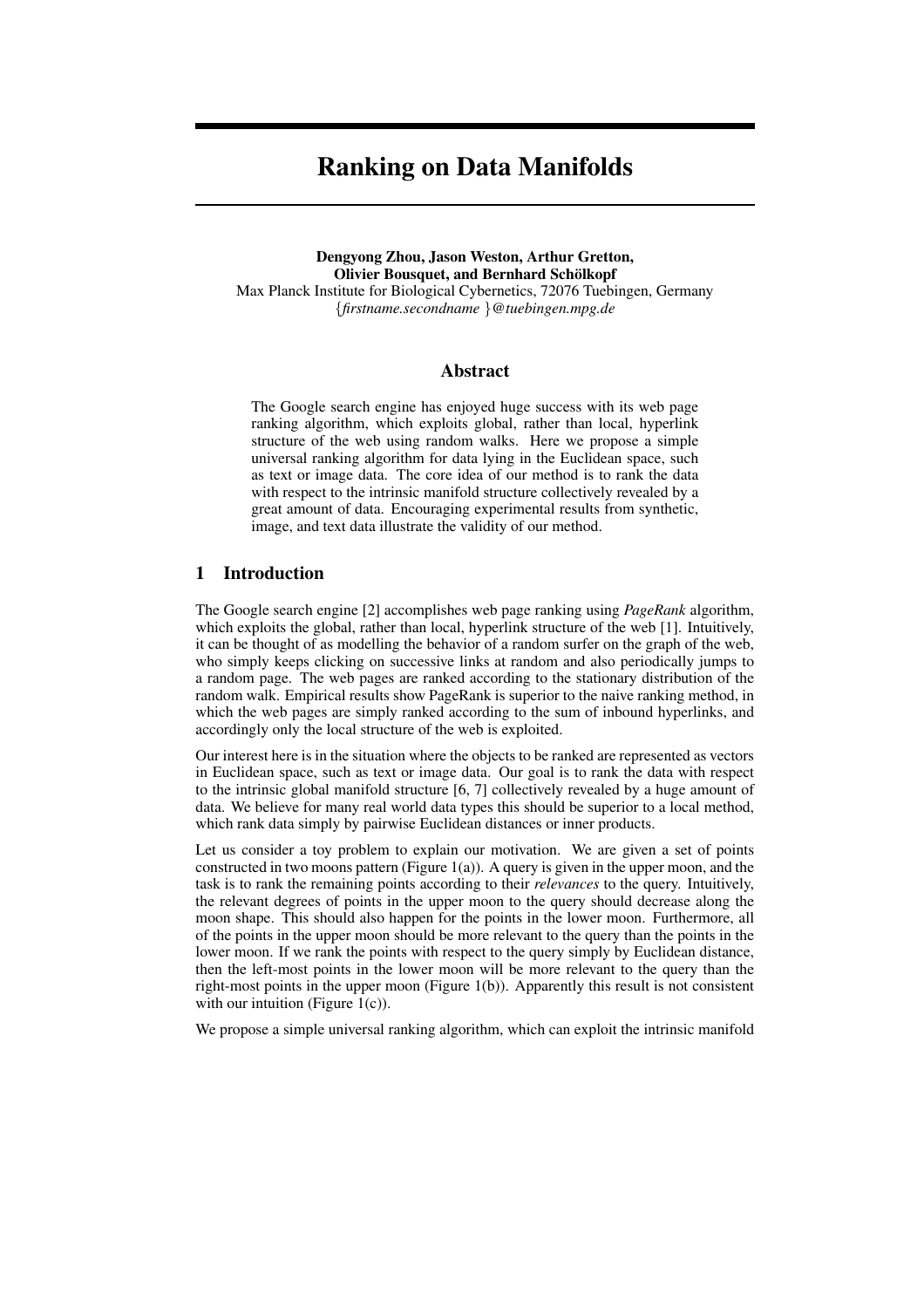# Ranking on Data Manifolds

**Dengyong Zhou, Jason Weston, Arthur Gretton,**
**Olivier Bousquet, and Bernhard Schölkopf**
Max Planck Institute for Biological Cybernetics, 72076 Tuebingen, Germany
{*firstname.secondname* }*@tuebingen.mpg.de*

## Abstract

The Google search engine has enjoyed huge success with its web page ranking algorithm, which exploits global, rather than local, hyperlink structure of the web using random walks. Here we propose a simple universal ranking algorithm for data lying in the Euclidean space, such as text or image data. The core idea of our method is to rank the data with respect to the intrinsic manifold structure collectively revealed by a great amount of data. Encouraging experimental results from synthetic, image, and text data illustrate the validity of our method.

## 1 Introduction

The Google search engine [2] accomplishes web page ranking using *PageRank* algorithm, which exploits the global, rather than local, hyperlink structure of the web [1]. Intuitively, it can be thought of as modelling the behavior of a random surfer on the graph of the web, who simply keeps clicking on successive links at random and also periodically jumps to a random page. The web pages are ranked according to the stationary distribution of the random walk. Empirical results show PageRank is superior to the naive ranking method, in which the web pages are simply ranked according to the sum of inbound hyperlinks, and accordingly only the local structure of the web is exploited.

Our interest here is in the situation where the objects to be ranked are represented as vectors in Euclidean space, such as text or image data. Our goal is to rank the data with respect to the intrinsic global manifold structure [6, 7] collectively revealed by a huge amount of data. We believe for many real world data types this should be superior to a local method, which rank data simply by pairwise Euclidean distances or inner products.

Let us consider a toy problem to explain our motivation. We are given a set of points constructed in two moons pattern (Figure 1(a)). A query is given in the upper moon, and the task is to rank the remaining points according to their *relevances* to the query. Intuitively, the relevant degrees of points in the upper moon to the query should decrease along the moon shape. This should also happen for the points in the lower moon. Furthermore, all of the points in the upper moon should be more relevant to the query than the points in the lower moon. If we rank the points with respect to the query simply by Euclidean distance, then the left-most points in the lower moon will be more relevant to the query than the right-most points in the upper moon (Figure 1(b)). Apparently this result is not consistent with our intuition (Figure 1(c)).

We propose a simple universal ranking algorithm, which can exploit the intrinsic manifold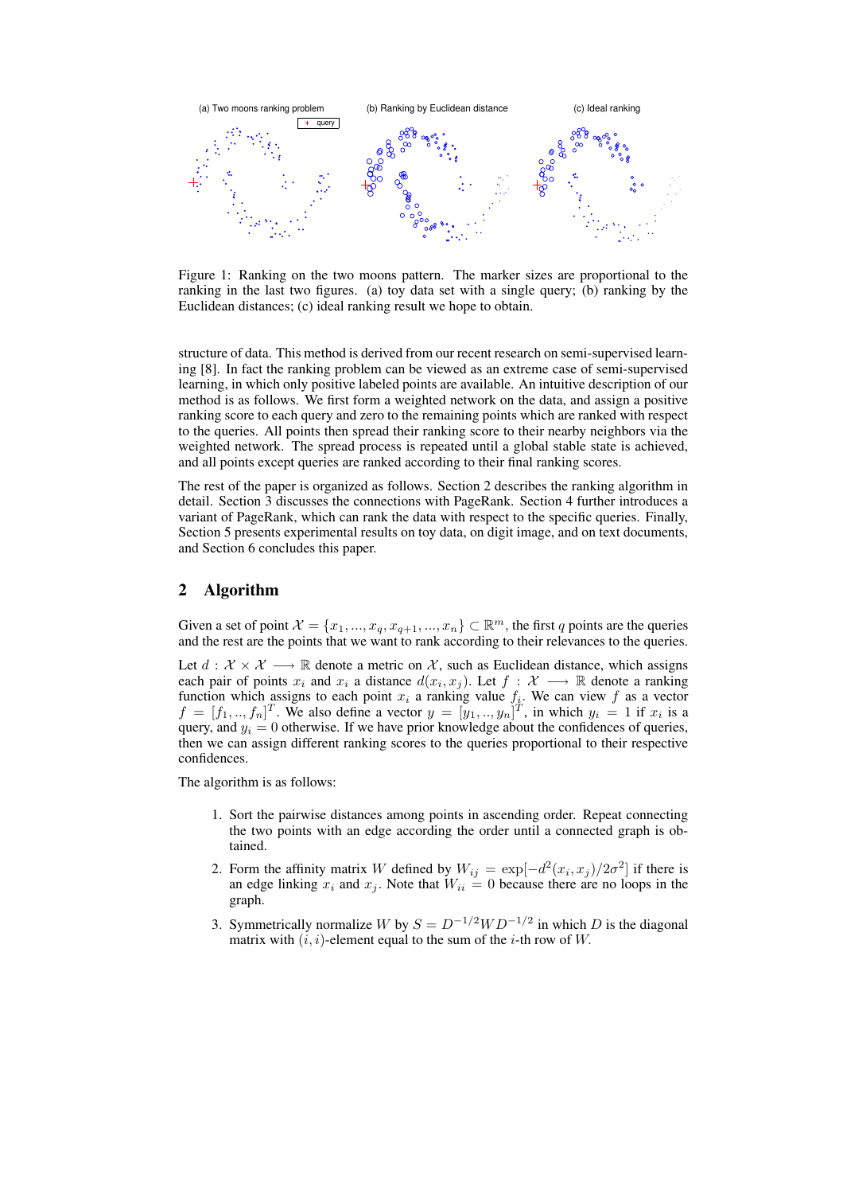Figure 1: Ranking on the two moons pattern. The marker sizes are proportional to the ranking in the last two figures. (a) toy data set with a single query; (b) ranking by the Euclidean distances; (c) ideal ranking result we hope to obtain.

structure of data. This method is derived from our recent research on semi-supervised learning [8]. In fact the ranking problem can be viewed as an extreme case of semi-supervised learning, in which only positive labeled points are available. An intuitive description of our method is as follows. We first form a weighted network on the data, and assign a positive ranking score to each query and zero to the remaining points which are ranked with respect to the queries. All points then spread their ranking score to their nearby neighbors via the weighted network. The spread process is repeated until a global stable state is achieved, and all points except queries are ranked according to their final ranking scores.

The rest of the paper is organized as follows. Section 2 describes the ranking algorithm in detail. Section 3 discusses the connections with PageRank. Section 4 further introduces a variant of PageRank, which can rank the data with respect to the specific queries. Finally, Section 5 presents experimental results on toy data, on digit image, and on text documents, and Section 6 concludes this paper.

## 2 Algorithm

Given a set of point $\mathcal{X} = \{x_1, ..., x_q, x_{q+1}, ..., x_n\} \subset \mathbb{R}^m$, the first $q$ points are the queries and the rest are the points that we want to rank according to their relevances to the queries.

Let $d : \mathcal{X} \times \mathcal{X} \longrightarrow \mathbb{R}$ denote a metric on $\mathcal{X}$, such as Euclidean distance, which assigns each pair of points $x_i$ and $x_i$ a distance $d(x_i, x_j)$. Let $f : \mathcal{X} \longrightarrow \mathbb{R}$ denote a ranking function which assigns to each point $x_i$ a ranking value $f_i$. We can view $f$ as a vector $f = [f_1, .., f_n]^T$. We also define a vector $y = [y_1, .., y_n]^T$, in which $y_i = 1$ if $x_i$ is a query, and $y_i = 0$ otherwise. If we have prior knowledge about the confidences of queries, then we can assign different ranking scores to the queries proportional to their respective confidences.

The algorithm is as follows:

1. Sort the pairwise distances among points in ascending order. Repeat connecting the two points with an edge according the order until a connected graph is obtained.
2. Form the affinity matrix $W$ defined by $W_{ij} = \exp[-d^2(x_i, x_j)/2\sigma^2]$ if there is an edge linking $x_i$ and $x_j$. Note that $W_{ii} = 0$ because there are no loops in the graph.
3. Symmetrically normalize $W$ by $S = D^{-1/2}WD^{-1/2}$ in which $D$ is the diagonal matrix with $(i, i)$-element equal to the sum of the $i$-th row of $W$.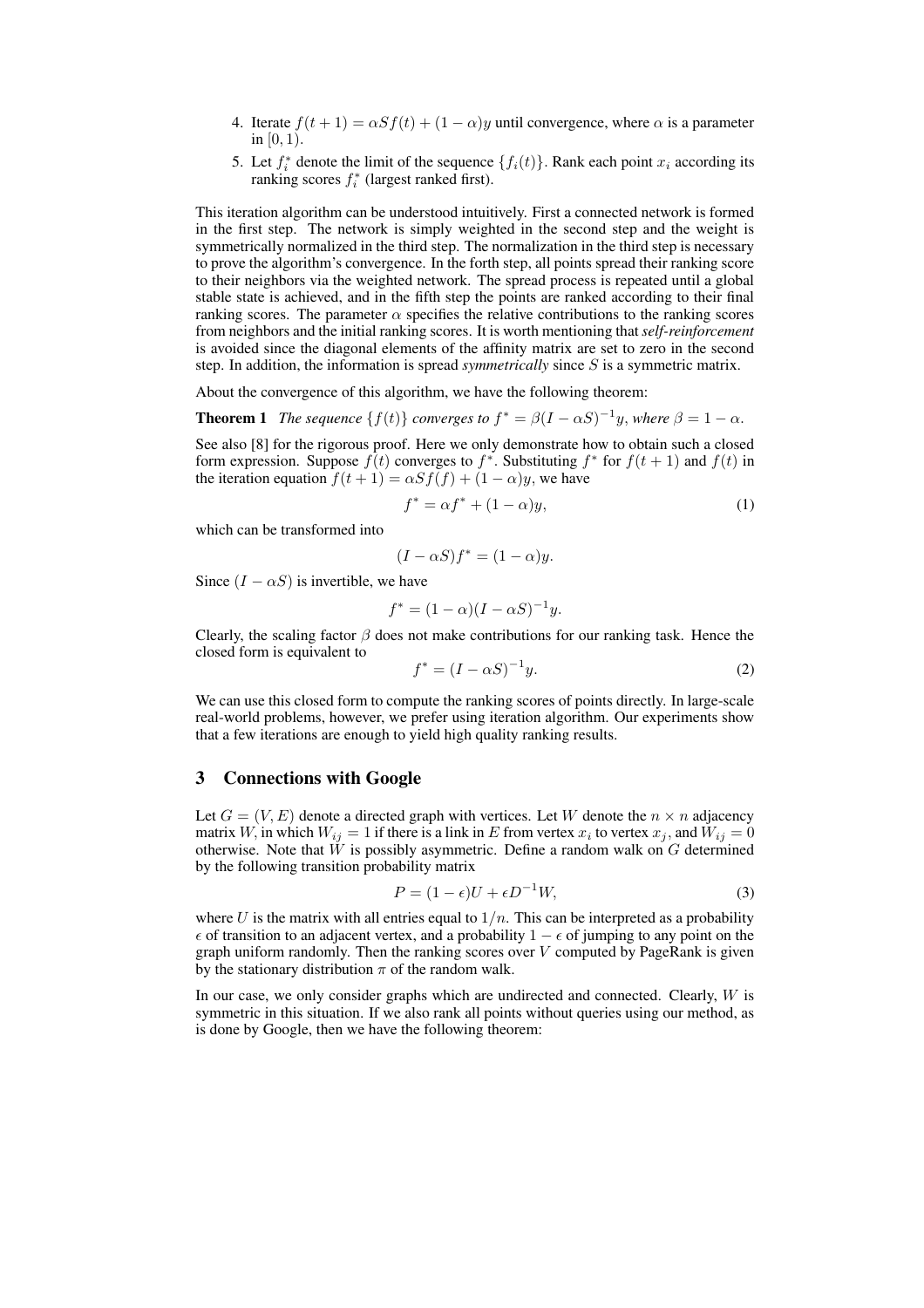4. Iterate $f(t+1) = \alpha S f(t) + (1-\alpha)y$ until convergence, where $\alpha$ is a parameter in $[0, 1)$.
5. Let $f_i^*$ denote the limit of the sequence $\{f_i(t)\}$. Rank each point $x_i$ according its ranking scores $f_i^*$ (largest ranked first).

This iteration algorithm can be understood intuitively. First a connected network is formed in the first step. The network is simply weighted in the second step and the weight is symmetrically normalized in the third step. The normalization in the third step is necessary to prove the algorithm's convergence. In the forth step, all points spread their ranking score to their neighbors via the weighted network. The spread process is repeated until a global stable state is achieved, and in the fifth step the points are ranked according to their final ranking scores. The parameter $\alpha$ specifies the relative contributions to the ranking scores from neighbors and the initial ranking scores. It is worth mentioning that ***self-reinforcement*** is avoided since the diagonal elements of the affinity matrix are set to zero in the second step. In addition, the information is spread *symmetrically* since $S$ is a symmetric matrix.

About the convergence of this algorithm, we have the following theorem:

**Theorem 1** *The sequence $\{f(t)\}$ converges to $f^* = \beta(I - \alpha S)^{-1} y$, where $\beta = 1 - \alpha$.*

See also [8] for the rigorous proof. Here we only demonstrate how to obtain such a closed form expression. Suppose $f(t)$ converges to $f^*$. Substituting $f^*$ for $f(t+1)$ and $f(t)$ in the iteration equation $f(t+1) = \alpha S f(f) + (1-\alpha)y$, we have

$$f^* = \alpha f^* + (1-\alpha)y, \tag{1}$$

which can be transformed into

$$(I - \alpha S) f^* = (1-\alpha)y.$$

Since $(I - \alpha S)$ is invertible, we have

$$f^* = (1-\alpha)(I - \alpha S)^{-1} y.$$

Clearly, the scaling factor $\beta$ does not make contributions for our ranking task. Hence the closed form is equivalent to

$$f^* = (I - \alpha S)^{-1} y. \tag{2}$$

We can use this closed form to compute the ranking scores of points directly. In large-scale real-world problems, however, we prefer using iteration algorithm. Our experiments show that a few iterations are enough to yield high quality ranking results.

## 3 Connections with Google

Let $G = (V, E)$ denote a directed graph with vertices. Let $W$ denote the $n \times n$ adjacency matrix $W$, in which $W_{ij} = 1$ if there is a link in $E$ from vertex $x_i$ to vertex $x_j$, and $W_{ij} = 0$ otherwise. Note that $W$ is possibly asymmetric. Define a random walk on $G$ determined by the following transition probability matrix

$$P = (1-\epsilon)U + \epsilon D^{-1} W, \tag{3}$$

where $U$ is the matrix with all entries equal to $1/n$. This can be interpreted as a probability $\epsilon$ of transition to an adjacent vertex, and a probability $1 - \epsilon$ of jumping to any point on the graph uniform randomly. Then the ranking scores over $V$ computed by PageRank is given by the stationary distribution $\pi$ of the random walk.

In our case, we only consider graphs which are undirected and connected. Clearly, $W$ is symmetric in this situation. If we also rank all points without queries using our method, as is done by Google, then we have the following theorem: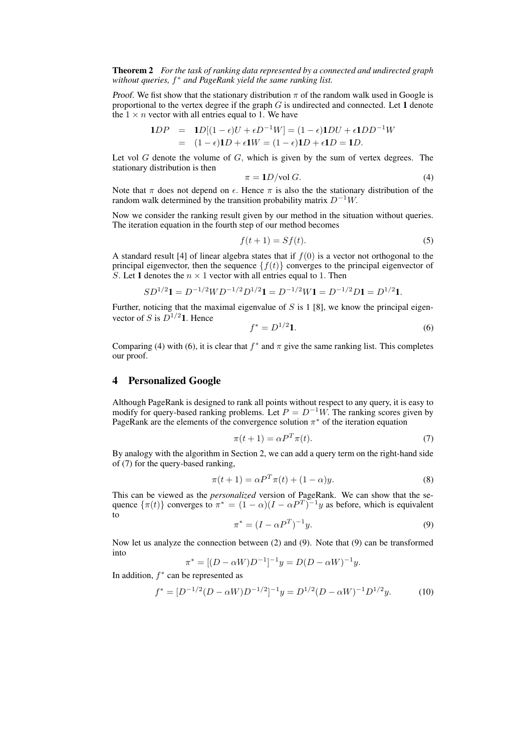**Theorem 2** *For the task of ranking data represented by a connected and undirected graph without queries, $f^*$ and PageRank yield the same ranking list.*

*Proof.* We fist show that the stationary distribution $\pi$ of the random walk used in Google is proportional to the vertex degree if the graph $G$ is undirected and connected. Let $\mathbf{1}$ denote the $1 \times n$ vector with all entries equal to 1. We have

$$\begin{aligned} \mathbf{1}DP &= \mathbf{1}D[(1-\epsilon)U + \epsilon D^{-1}W] = (1-\epsilon)\mathbf{1}DU + \epsilon \mathbf{1}DD^{-1}W \\ &= (1-\epsilon)\mathbf{1}D + \epsilon \mathbf{1}W = (1-\epsilon)\mathbf{1}D + \epsilon \mathbf{1}D = \mathbf{1}D. \end{aligned}$$

Let vol $G$ denote the volume of $G$, which is given by the sum of vertex degrees. The stationary distribution is then

$$\pi = \mathbf{1}D/\text{vol}\, G. \tag{4}$$

Note that $\pi$ does not depend on $\epsilon$. Hence $\pi$ is also the the stationary distribution of the random walk determined by the transition probability matrix $D^{-1}W$.

Now we consider the ranking result given by our method in the situation without queries. The iteration equation in the fourth step of our method becomes

$$f(t+1) = Sf(t). \tag{5}$$

A standard result [4] of linear algebra states that if $f(0)$ is a vector not orthogonal to the principal eigenvector, then the sequence $\{f(t)\}$ converges to the principal eigenvector of $S$. Let $\mathbf{1}$ denotes the $n \times 1$ vector with all entries equal to 1. Then

$$SD^{1/2}\mathbf{1} = D^{-1/2}WD^{-1/2}D^{1/2}\mathbf{1} = D^{-1/2}W\mathbf{1} = D^{-1/2}D\mathbf{1} = D^{1/2}\mathbf{1}.$$

Further, noticing that the maximal eigenvalue of $S$ is 1 [8], we know the principal eigenvector of $S$ is $D^{1/2}\mathbf{1}$. Hence

$$f^* = D^{1/2}\mathbf{1}. \tag{6}$$

Comparing (4) with (6), it is clear that $f^*$ and $\pi$ give the same ranking list. This completes our proof.

## 4 Personalized Google

Although PageRank is designed to rank all points without respect to any query, it is easy to modify for query-based ranking problems. Let $P = D^{-1}W$. The ranking scores given by PageRank are the elements of the convergence solution $\pi^*$ of the iteration equation

$$\pi(t+1) = \alpha P^T \pi(t). \tag{7}$$

By analogy with the algorithm in Section 2, we can add a query term on the right-hand side of (7) for the query-based ranking,

$$\pi(t+1) = \alpha P^T \pi(t) + (1-\alpha)y. \tag{8}$$

This can be viewed as the *personalized* version of PageRank. We can show that the sequence $\{\pi(t)\}$ converges to $\pi^* = (1-\alpha)(I - \alpha P^T)^{-1}y$ as before, which is equivalent to

$$\pi^* = (I - \alpha P^T)^{-1}y. \tag{9}$$

Now let us analyze the connection between (2) and (9). Note that (9) can be transformed into

$$\pi^* = [(D - \alpha W)D^{-1}]^{-1}y = D(D - \alpha W)^{-1}y.$$

In addition, $f^*$ can be represented as

$$f^* = [D^{-1/2}(D - \alpha W)D^{-1/2}]^{-1}y = D^{1/2}(D - \alpha W)^{-1}D^{1/2}y. \tag{10}$$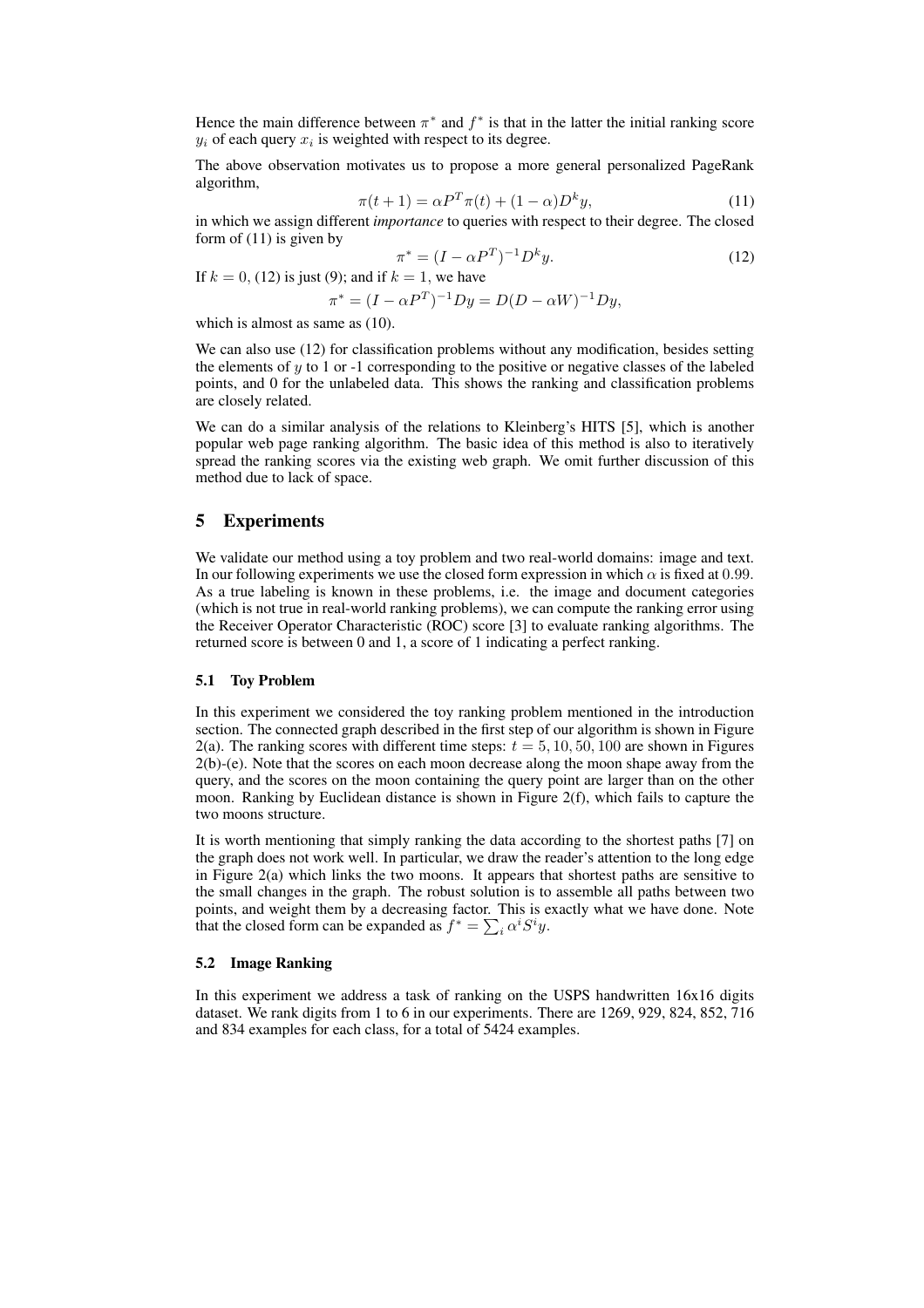Hence the main difference between $\pi^*$ and $f^*$ is that in the latter the initial ranking score $y_i$ of each query $x_i$ is weighted with respect to its degree.

The above observation motivates us to propose a more general personalized PageRank algorithm,

$$\pi(t+1) = \alpha P^T \pi(t) + (1-\alpha) D^k y, \tag{11}$$

in which we assign different *importance* to queries with respect to their degree. The closed form of (11) is given by

$$\pi^* = (I - \alpha P^T)^{-1} D^k y. \tag{12}$$

If $k = 0$, (12) is just (9); and if $k = 1$, we have

$$\pi^* = (I - \alpha P^T)^{-1} D y = D(D - \alpha W)^{-1} D y,$$

which is almost as same as (10).

We can also use (12) for classification problems without any modification, besides setting the elements of $y$ to 1 or -1 corresponding to the positive or negative classes of the labeled points, and 0 for the unlabeled data. This shows the ranking and classification problems are closely related.

We can do a similar analysis of the relations to Kleinberg's HITS [5], which is another popular web page ranking algorithm. The basic idea of this method is also to iteratively spread the ranking scores via the existing web graph. We omit further discussion of this method due to lack of space.

## 5 Experiments

We validate our method using a toy problem and two real-world domains: image and text. In our following experiments we use the closed form expression in which $\alpha$ is fixed at $0.99$. As a true labeling is known in these problems, i.e. the image and document categories (which is not true in real-world ranking problems), we can compute the ranking error using the Receiver Operator Characteristic (ROC) score [3] to evaluate ranking algorithms. The returned score is between 0 and 1, a score of 1 indicating a perfect ranking.

### 5.1 Toy Problem

In this experiment we considered the toy ranking problem mentioned in the introduction section. The connected graph described in the first step of our algorithm is shown in Figure 2(a). The ranking scores with different time steps: $t = 5, 10, 50, 100$ are shown in Figures 2(b)-(e). Note that the scores on each moon decrease along the moon shape away from the query, and the scores on the moon containing the query point are larger than on the other moon. Ranking by Euclidean distance is shown in Figure 2(f), which fails to capture the two moons structure.

It is worth mentioning that simply ranking the data according to the shortest paths [7] on the graph does not work well. In particular, we draw the reader's attention to the long edge in Figure 2(a) which links the two moons. It appears that shortest paths are sensitive to the small changes in the graph. The robust solution is to assemble all paths between two points, and weight them by a decreasing factor. This is exactly what we have done. Note that the closed form can be expanded as $f^* = \sum_i \alpha^i S^i y$.

### 5.2 Image Ranking

In this experiment we address a task of ranking on the USPS handwritten 16x16 digits dataset. We rank digits from 1 to 6 in our experiments. There are 1269, 929, 824, 852, 716 and 834 examples for each class, for a total of 5424 examples.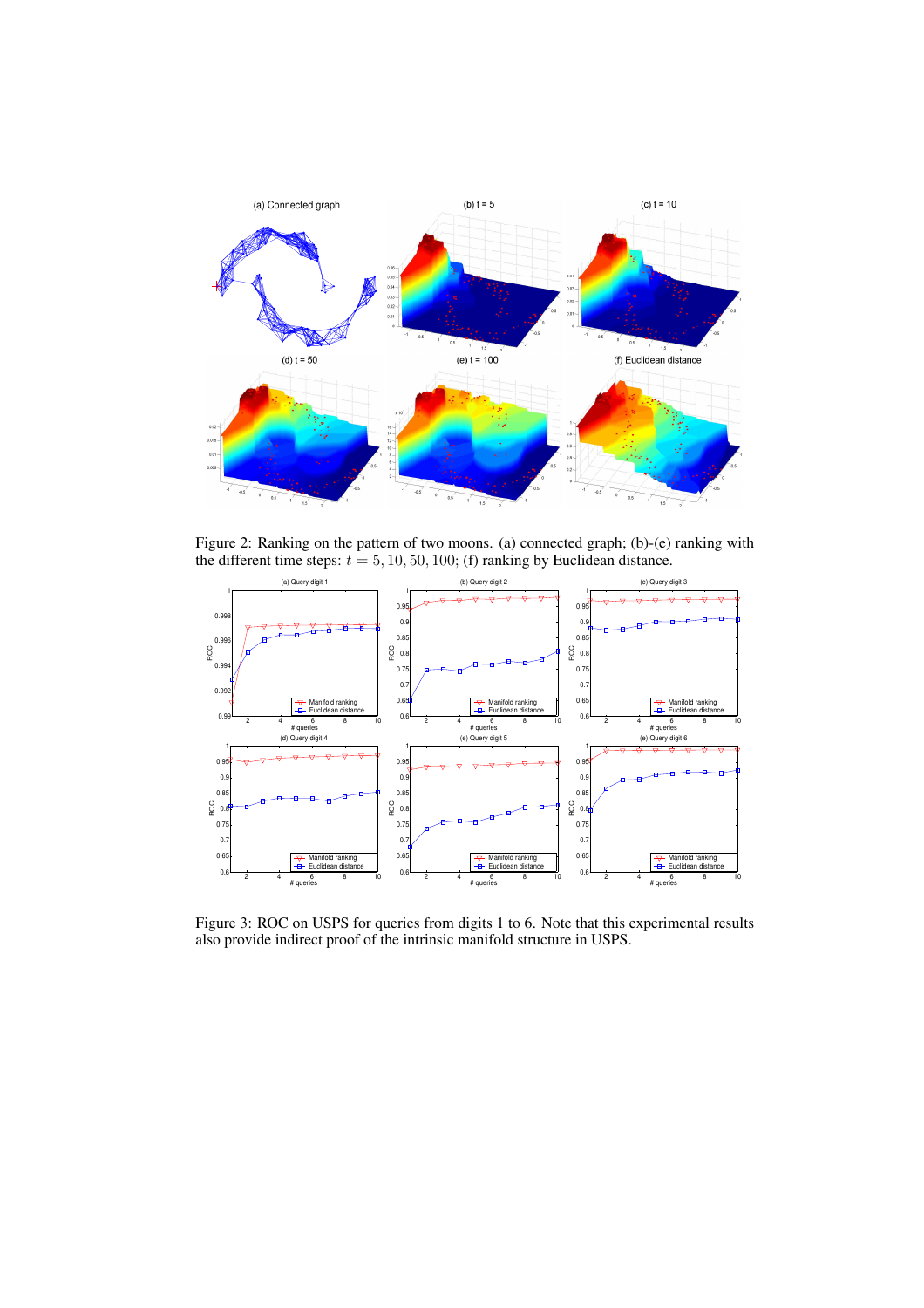Figure 2: Ranking on the pattern of two moons. (a) connected graph; (b)-(e) ranking with the different time steps: $t = 5, 10, 50, 100$; (f) ranking by Euclidean distance.

Figure 3: ROC on USPS for queries from digits 1 to 6. Note that this experimental results also provide indirect proof of the intrinsic manifold structure in USPS.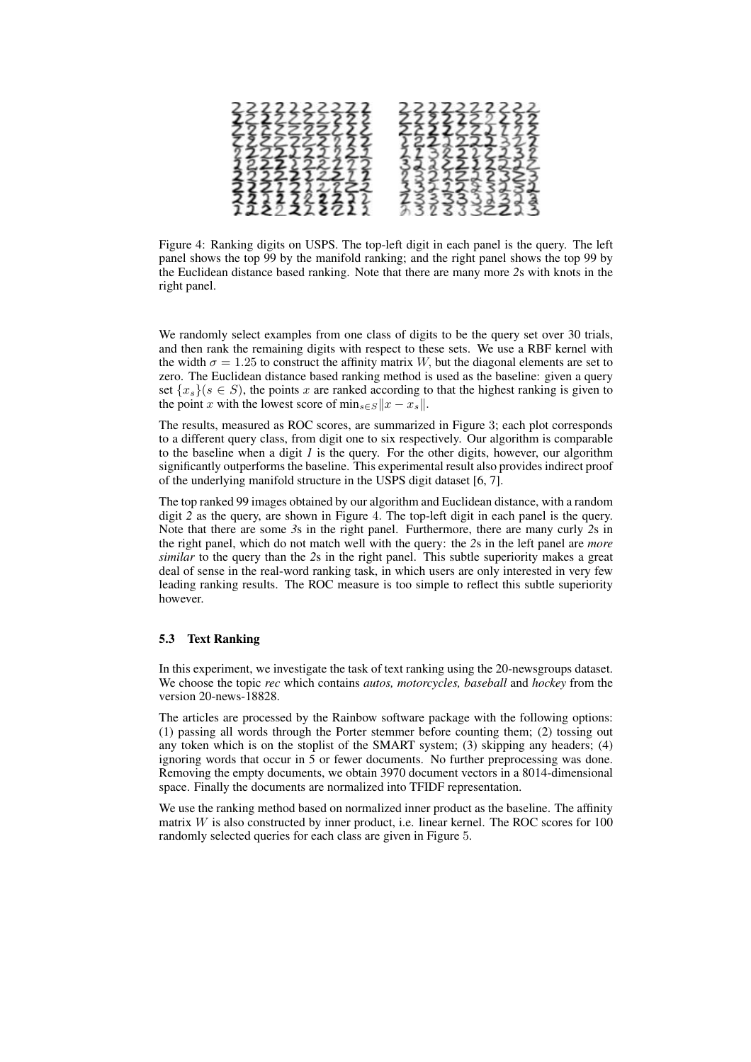Figure 4: Ranking digits on USPS. The top-left digit in each panel is the query. The left panel shows the top 99 by the manifold ranking; and the right panel shows the top 99 by the Euclidean distance based ranking. Note that there are many more *2*s with knots in the right panel.

We randomly select examples from one class of digits to be the query set over 30 trials, and then rank the remaining digits with respect to these sets. We use a RBF kernel with the width $\sigma = 1.25$ to construct the affinity matrix $W$, but the diagonal elements are set to zero. The Euclidean distance based ranking method is used as the baseline: given a query set $\{x_s\}(s \in S)$, the points $x$ are ranked according to that the highest ranking is given to the point $x$ with the lowest score of $\min_{s \in S} \|x - x_s\|$.

The results, measured as ROC scores, are summarized in Figure 3; each plot corresponds to a different query class, from digit one to six respectively. Our algorithm is comparable to the baseline when a digit *1* is the query. For the other digits, however, our algorithm significantly outperforms the baseline. This experimental result also provides indirect proof of the underlying manifold structure in the USPS digit dataset [6, 7].

The top ranked 99 images obtained by our algorithm and Euclidean distance, with a random digit *2* as the query, are shown in Figure 4. The top-left digit in each panel is the query. Note that there are some *3*s in the right panel. Furthermore, there are many curly *2*s in the right panel, which do not match well with the query: the *2*s in the left panel are *more similar* to the query than the *2*s in the right panel. This subtle superiority makes a great deal of sense in the real-word ranking task, in which users are only interested in very few leading ranking results. The ROC measure is too simple to reflect this subtle superiority however.

### 5.3 Text Ranking

In this experiment, we investigate the task of text ranking using the 20-newsgroups dataset. We choose the topic *rec* which contains *autos, motorcycles, baseball* and *hockey* from the version 20-news-18828.

The articles are processed by the Rainbow software package with the following options: (1) passing all words through the Porter stemmer before counting them; (2) tossing out any token which is on the stoplist of the SMART system; (3) skipping any headers; (4) ignoring words that occur in 5 or fewer documents. No further preprocessing was done. Removing the empty documents, we obtain 3970 document vectors in a 8014-dimensional space. Finally the documents are normalized into TFIDF representation.

We use the ranking method based on normalized inner product as the baseline. The affinity matrix $W$ is also constructed by inner product, i.e. linear kernel. The ROC scores for 100 randomly selected queries for each class are given in Figure 5.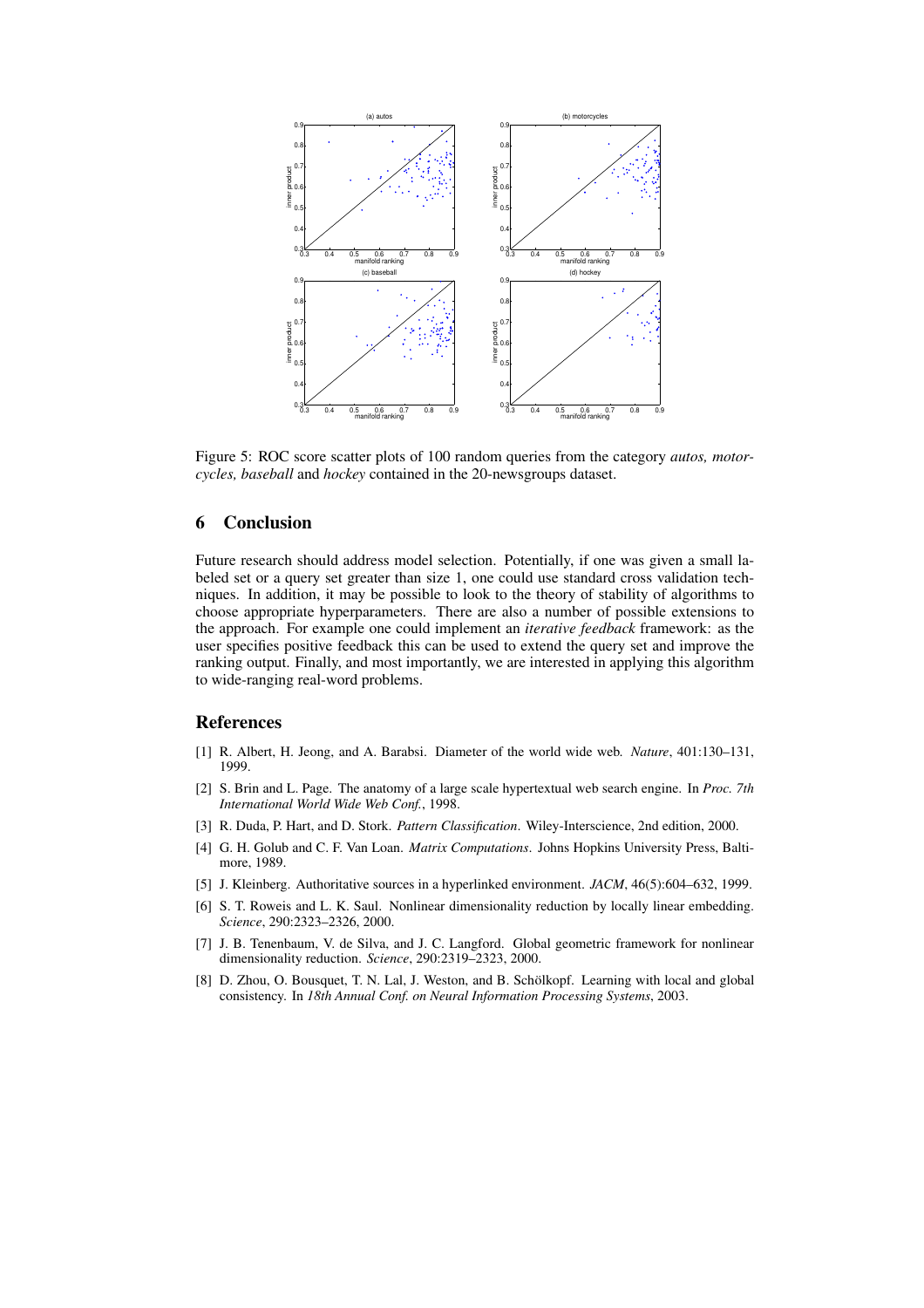(a) autos

0.9
0.8
0.7
0.6
0.5
0.4
0.3

inner product

0.3 0.4 0.5 0.6 0.7 0.8 0.9

manifold ranking

(b) motorcycles

0.9
0.8
0.7
0.6
0.5
0.4
0.3

inner product

0.3 0.4 0.5 0.6 0.7 0.8 0.9

manifold ranking

(c) baseball

0.9
0.8
0.7
0.6
0.5
0.4
0.3

inner product

0.3 0.4 0.5 0.6 0.7 0.8 0.9

manifold ranking

(d) hockey

0.9
0.8
0.7
0.6
0.5
0.4
0.3

inner product

0.3 0.4 0.5 0.6 0.7 0.8 0.9

manifold ranking

Figure 5: ROC score scatter plots of 100 random queries from the category *autos, motorcycles, baseball* and *hockey* contained in the 20-newsgroups dataset.

# 6 Conclusion

Future research should address model selection. Potentially, if one was given a small labeled set or a query set greater than size 1, one could use standard cross validation techniques. In addition, it may be possible to look to the theory of stability of algorithms to choose appropriate hyperparameters. There are also a number of possible extensions to the approach. For example one could implement an *iterative feedback* framework: as the user specifies positive feedback this can be used to extend the query set and improve the ranking output. Finally, and most importantly, we are interested in applying this algorithm to wide-ranging real-word problems.

# References

[1] R. Albert, H. Jeong, and A. Barabsi. Diameter of the world wide web. *Nature*, 401:130–131, 1999.

[2] S. Brin and L. Page. The anatomy of a large scale hypertextual web search engine. In *Proc. 7th International World Wide Web Conf.*, 1998.

[3] R. Duda, P. Hart, and D. Stork. *Pattern Classification*. Wiley-Interscience, 2nd edition, 2000.

[4] G. H. Golub and C. F. Van Loan. *Matrix Computations*. Johns Hopkins University Press, Baltimore, 1989.

[5] J. Kleinberg. Authoritative sources in a hyperlinked environment. *JACM*, 46(5):604–632, 1999.

[6] S. T. Roweis and L. K. Saul. Nonlinear dimensionality reduction by locally linear embedding. *Science*, 290:2323–2326, 2000.

[7] J. B. Tenenbaum, V. de Silva, and J. C. Langford. Global geometric framework for nonlinear dimensionality reduction. *Science*, 290:2319–2323, 2000.

[8] D. Zhou, O. Bousquet, T. N. Lal, J. Weston, and B. Schölkopf. Learning with local and global consistency. In *18th Annual Conf. on Neural Information Processing Systems*, 2003.